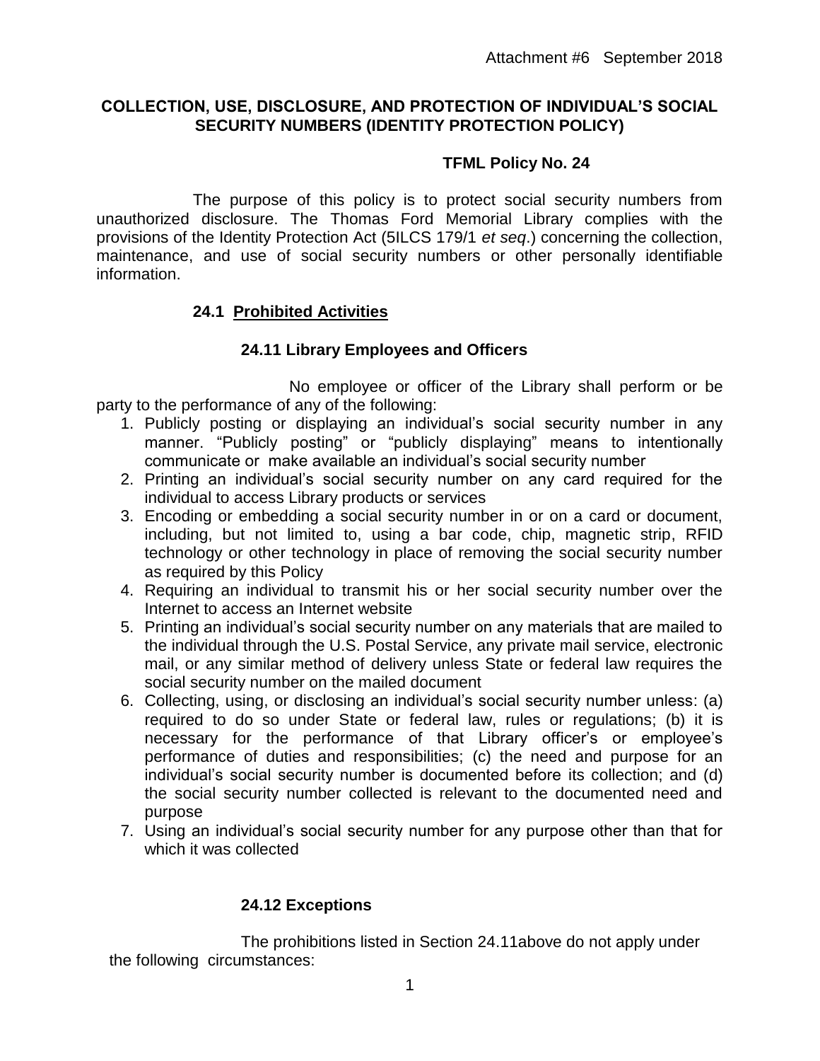Attachment #6 September 2018

## COLLECTION, USE, DISCLOSURE, AND PROTECTION OF INDIVIDUAL'S SOCIAL SECURITY NUMBERS (IDENTITY PROTECTION POLICY)

**TFML Policy No. 24**

The purpose of this policy is to protect social security numbers from unauthorized disclosure. The Thomas Ford Memorial Library complies with the provisions of the Identity Protection Act (5ILCS 179/1 *et seq*.) concerning the collection, maintenance, and use of social security numbers or other personally identifiable information.

### 24.1 Prohibited Activities

#### 24.11 Library Employees and Officers

No employee or officer of the Library shall perform or be party to the performance of any of the following:

1. Publicly posting or displaying an individual's social security number in any manner. "Publicly posting" or "publicly displaying" means to intentionally communicate or make available an individual's social security number
2. Printing an individual's social security number on any card required for the individual to access Library products or services
3. Encoding or embedding a social security number in or on a card or document, including, but not limited to, using a bar code, chip, magnetic strip, RFID technology or other technology in place of removing the social security number as required by this Policy
4. Requiring an individual to transmit his or her social security number over the Internet to access an Internet website
5. Printing an individual's social security number on any materials that are mailed to the individual through the U.S. Postal Service, any private mail service, electronic mail, or any similar method of delivery unless State or federal law requires the social security number on the mailed document
6. Collecting, using, or disclosing an individual's social security number unless: (a) required to do so under State or federal law, rules or regulations; (b) it is necessary for the performance of that Library officer's or employee's performance of duties and responsibilities; (c) the need and purpose for an individual's social security number is documented before its collection; and (d) the social security number collected is relevant to the documented need and purpose
7. Using an individual's social security number for any purpose other than that for which it was collected

#### 24.12 Exceptions

The prohibitions listed in Section 24.11above do not apply under the following circumstances: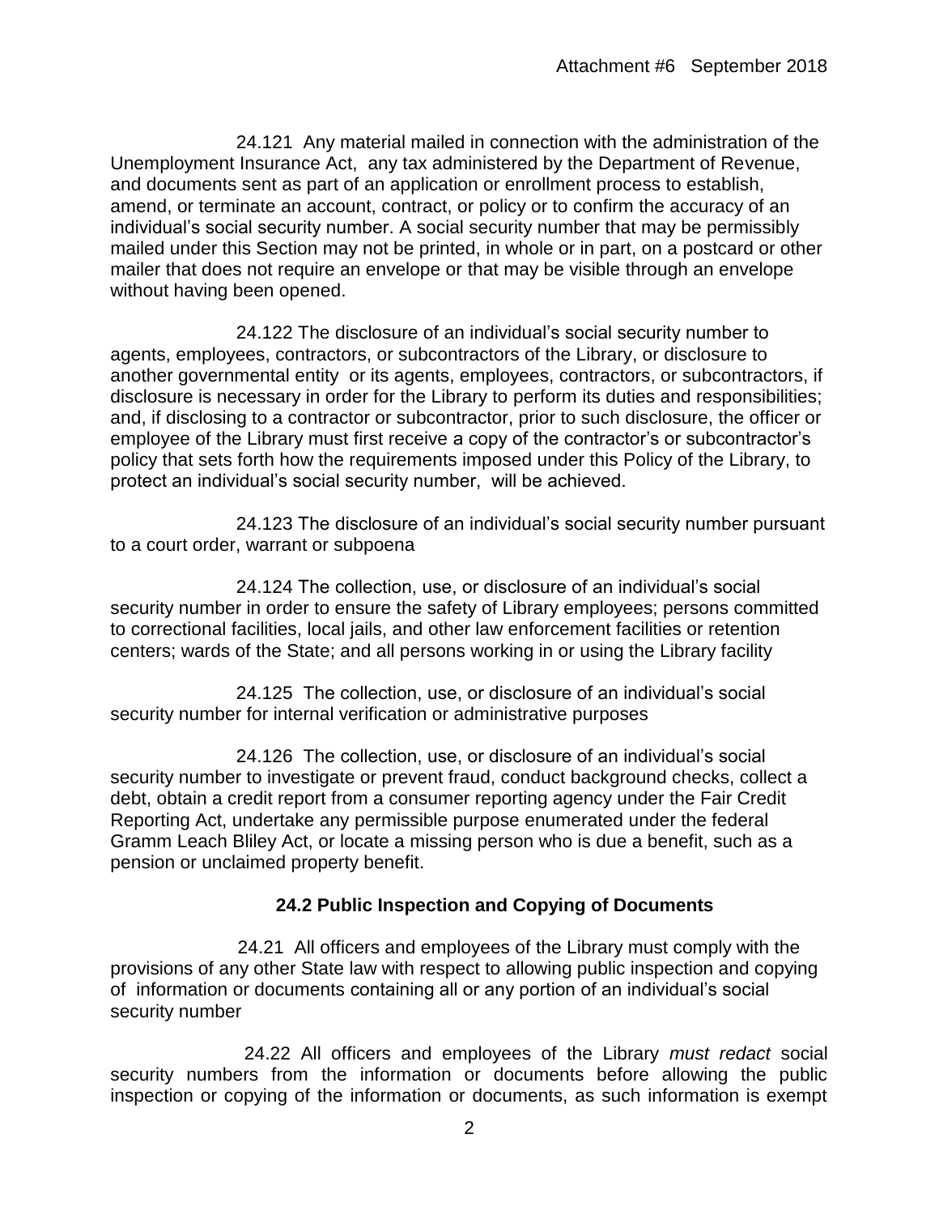24.121 Any material mailed in connection with the administration of the Unemployment Insurance Act, any tax administered by the Department of Revenue, and documents sent as part of an application or enrollment process to establish, amend, or terminate an account, contract, or policy or to confirm the accuracy of an individual's social security number. A social security number that may be permissibly mailed under this Section may not be printed, in whole or in part, on a postcard or other mailer that does not require an envelope or that may be visible through an envelope without having been opened.

24.122 The disclosure of an individual's social security number to agents, employees, contractors, or subcontractors of the Library, or disclosure to another governmental entity or its agents, employees, contractors, or subcontractors, if disclosure is necessary in order for the Library to perform its duties and responsibilities; and, if disclosing to a contractor or subcontractor, prior to such disclosure, the officer or employee of the Library must first receive a copy of the contractor's or subcontractor's policy that sets forth how the requirements imposed under this Policy of the Library, to protect an individual's social security number, will be achieved.

24.123 The disclosure of an individual's social security number pursuant to a court order, warrant or subpoena

24.124 The collection, use, or disclosure of an individual's social security number in order to ensure the safety of Library employees; persons committed to correctional facilities, local jails, and other law enforcement facilities or retention centers; wards of the State; and all persons working in or using the Library facility

24.125 The collection, use, or disclosure of an individual's social security number for internal verification or administrative purposes

24.126 The collection, use, or disclosure of an individual's social security number to investigate or prevent fraud, conduct background checks, collect a debt, obtain a credit report from a consumer reporting agency under the Fair Credit Reporting Act, undertake any permissible purpose enumerated under the federal Gramm Leach Bliley Act, or locate a missing person who is due a benefit, such as a pension or unclaimed property benefit.

## 24.2 Public Inspection and Copying of Documents

24.21 All officers and employees of the Library must comply with the provisions of any other State law with respect to allowing public inspection and copying of information or documents containing all or any portion of an individual's social security number

24.22 All officers and employees of the Library *must redact* social security numbers from the information or documents before allowing the public inspection or copying of the information or documents, as such information is exempt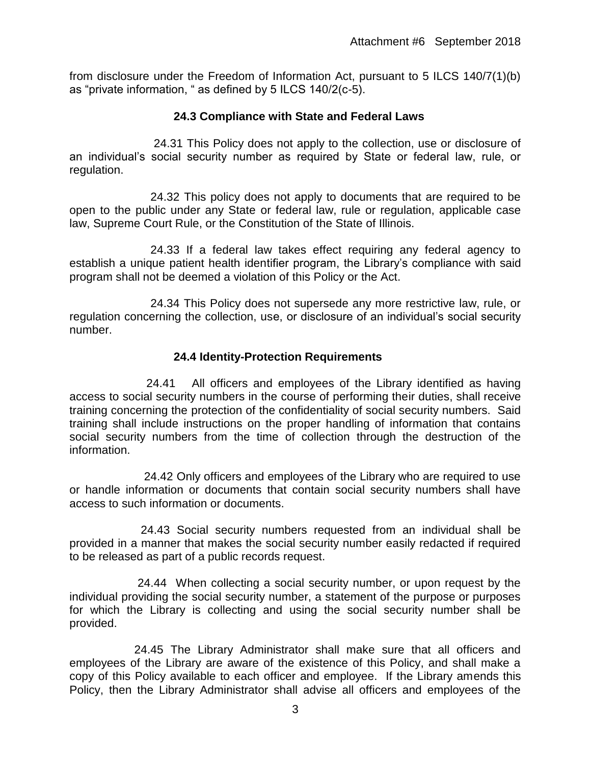from disclosure under the Freedom of Information Act, pursuant to 5 ILCS 140/7(1)(b) as "private information, " as defined by 5 ILCS 140/2(c-5).

## 24.3 Compliance with State and Federal Laws

24.31 This Policy does not apply to the collection, use or disclosure of an individual's social security number as required by State or federal law, rule, or regulation.

24.32 This policy does not apply to documents that are required to be open to the public under any State or federal law, rule or regulation, applicable case law, Supreme Court Rule, or the Constitution of the State of Illinois.

24.33 If a federal law takes effect requiring any federal agency to establish a unique patient health identifier program, the Library's compliance with said program shall not be deemed a violation of this Policy or the Act.

24.34 This Policy does not supersede any more restrictive law, rule, or regulation concerning the collection, use, or disclosure of an individual's social security number.

## 24.4 Identity-Protection Requirements

24.41 All officers and employees of the Library identified as having access to social security numbers in the course of performing their duties, shall receive training concerning the protection of the confidentiality of social security numbers. Said training shall include instructions on the proper handling of information that contains social security numbers from the time of collection through the destruction of the information.

24.42 Only officers and employees of the Library who are required to use or handle information or documents that contain social security numbers shall have access to such information or documents.

24.43 Social security numbers requested from an individual shall be provided in a manner that makes the social security number easily redacted if required to be released as part of a public records request.

24.44 When collecting a social security number, or upon request by the individual providing the social security number, a statement of the purpose or purposes for which the Library is collecting and using the social security number shall be provided.

24.45 The Library Administrator shall make sure that all officers and employees of the Library are aware of the existence of this Policy, and shall make a copy of this Policy available to each officer and employee. If the Library amends this Policy, then the Library Administrator shall advise all officers and employees of the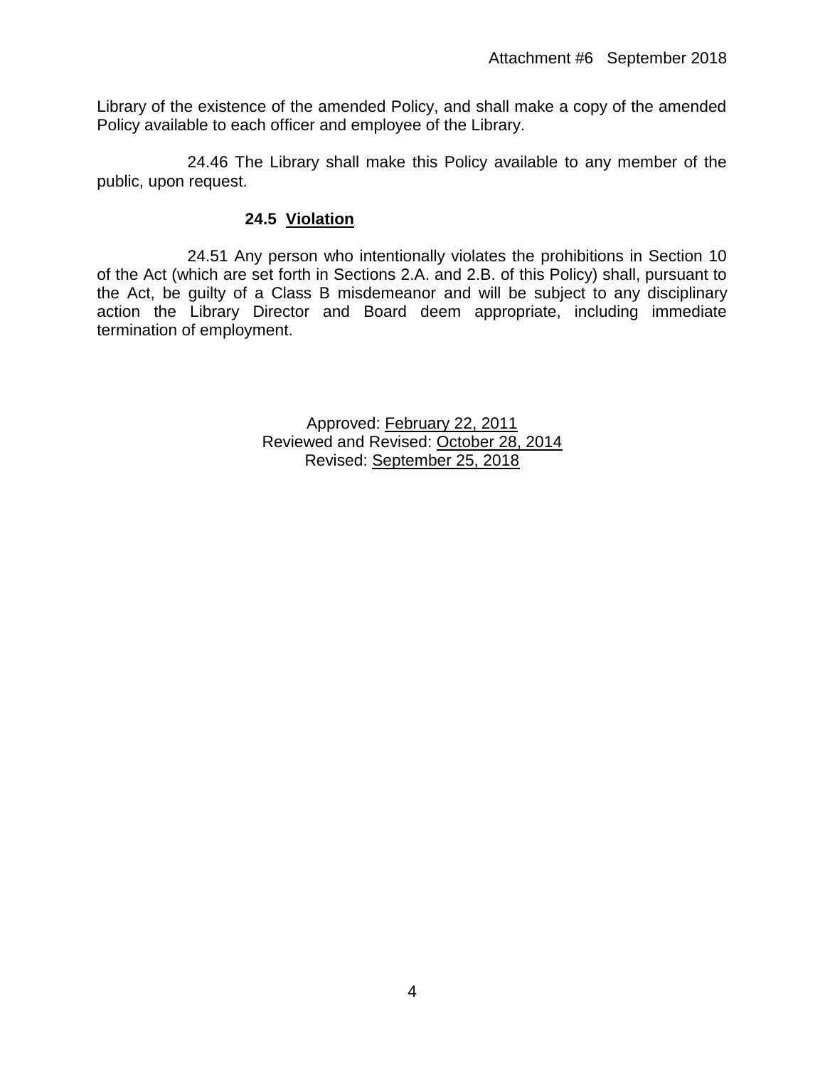Library of the existence of the amended Policy, and shall make a copy of the amended Policy available to each officer and employee of the Library.

24.46 The Library shall make this Policy available to any member of the public, upon request.

### 24.5 Violation

24.51 Any person who intentionally violates the prohibitions in Section 10 of the Act (which are set forth in Sections 2.A. and 2.B. of this Policy) shall, pursuant to the Act, be guilty of a Class B misdemeanor and will be subject to any disciplinary action the Library Director and Board deem appropriate, including immediate termination of employment.

Approved: February 22, 2011
Reviewed and Revised: October 28, 2014
Revised: September 25, 2018